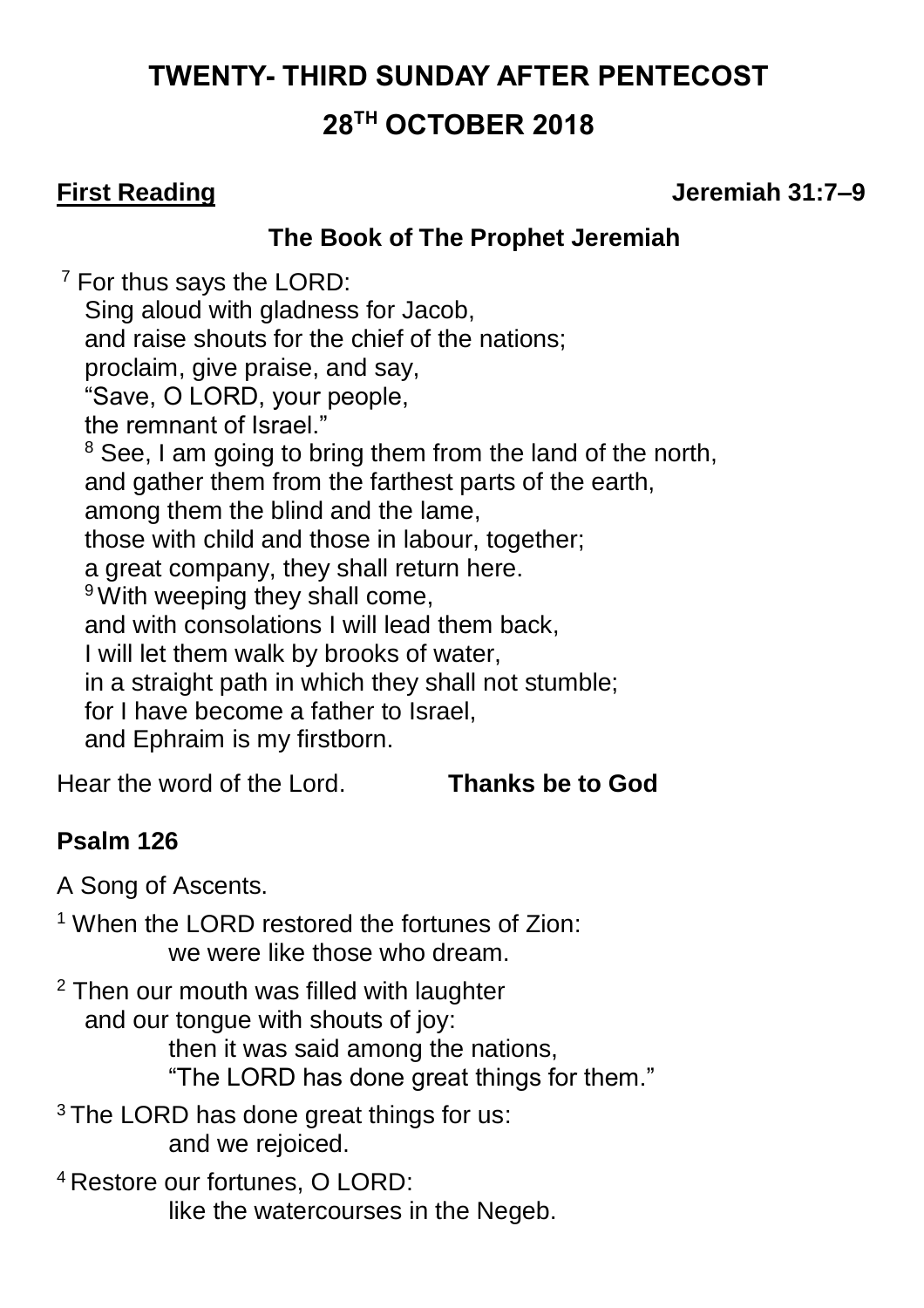# TWENTY- THIRD SUNDAY AFTER PENTECOST

## 28TH OCTOBER 2018

**First Reading** **Jeremiah 31:7–9**

**The Book of The Prophet Jeremiah**

[7] For thus says the LORD:
Sing aloud with gladness for Jacob,
and raise shouts for the chief of the nations;
proclaim, give praise, and say,
"Save, O LORD, your people,
the remnant of Israel."
[8] See, I am going to bring them from the land of the north,
and gather them from the farthest parts of the earth,
among them the blind and the lame,
those with child and those in labour, together;
a great company, they shall return here.
[9] With weeping they shall come,
and with consolations I will lead them back,
I will let them walk by brooks of water,
in a straight path in which they shall not stumble;
for I have become a father to Israel,
and Ephraim is my firstborn.

Hear the word of the Lord. **Thanks be to God**

**Psalm 126**

A Song of Ascents.

[1] When the LORD restored the fortunes of Zion:
we were like those who dream.

[2] Then our mouth was filled with laughter
and our tongue with shouts of joy:
then it was said among the nations,
"The LORD has done great things for them."

[3] The LORD has done great things for us:
and we rejoiced.

[4] Restore our fortunes, O LORD:
like the watercourses in the Negeb.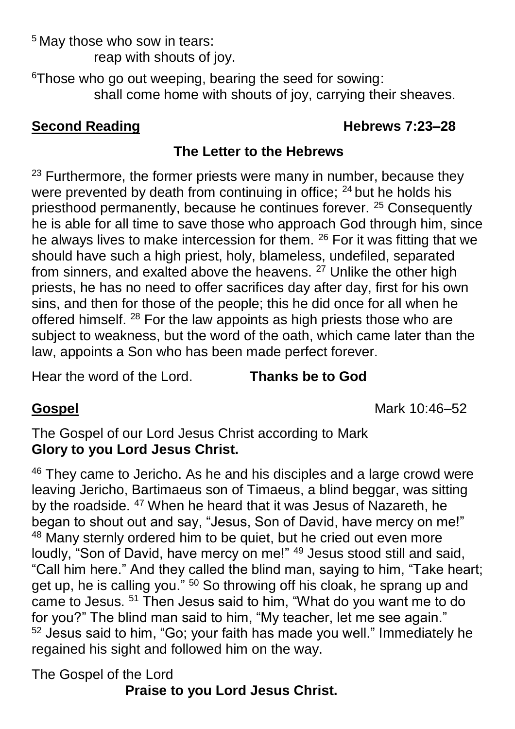[5] May those who sow in tears:
    reap with shouts of joy.

[6]Those who go out weeping, bearing the seed for sowing:
    shall come home with shouts of joy, carrying their sheaves.

**Second Reading** **Hebrews 7:23–28**

**The Letter to the Hebrews**

[23] Furthermore, the former priests were many in number, because they were prevented by death from continuing in office; [24] but he holds his priesthood permanently, because he continues forever. [25] Consequently he is able for all time to save those who approach God through him, since he always lives to make intercession for them. [26] For it was fitting that we should have such a high priest, holy, blameless, undefiled, separated from sinners, and exalted above the heavens. [27] Unlike the other high priests, he has no need to offer sacrifices day after day, first for his own sins, and then for those of the people; this he did once for all when he offered himself. [28] For the law appoints as high priests those who are subject to weakness, but the word of the oath, which came later than the law, appoints a Son who has been made perfect forever.

Hear the word of the Lord. **Thanks be to God**

**Gospel** Mark 10:46–52

The Gospel of our Lord Jesus Christ according to Mark
**Glory to you Lord Jesus Christ.**

[46] They came to Jericho. As he and his disciples and a large crowd were leaving Jericho, Bartimaeus son of Timaeus, a blind beggar, was sitting by the roadside. [47] When he heard that it was Jesus of Nazareth, he began to shout out and say, "Jesus, Son of David, have mercy on me!" [48] Many sternly ordered him to be quiet, but he cried out even more loudly, "Son of David, have mercy on me!" [49] Jesus stood still and said, "Call him here." And they called the blind man, saying to him, "Take heart; get up, he is calling you." [50] So throwing off his cloak, he sprang up and came to Jesus. [51] Then Jesus said to him, "What do you want me to do for you?" The blind man said to him, "My teacher, let me see again." [52] Jesus said to him, "Go; your faith has made you well." Immediately he regained his sight and followed him on the way.

The Gospel of the Lord
**Praise to you Lord Jesus Christ.**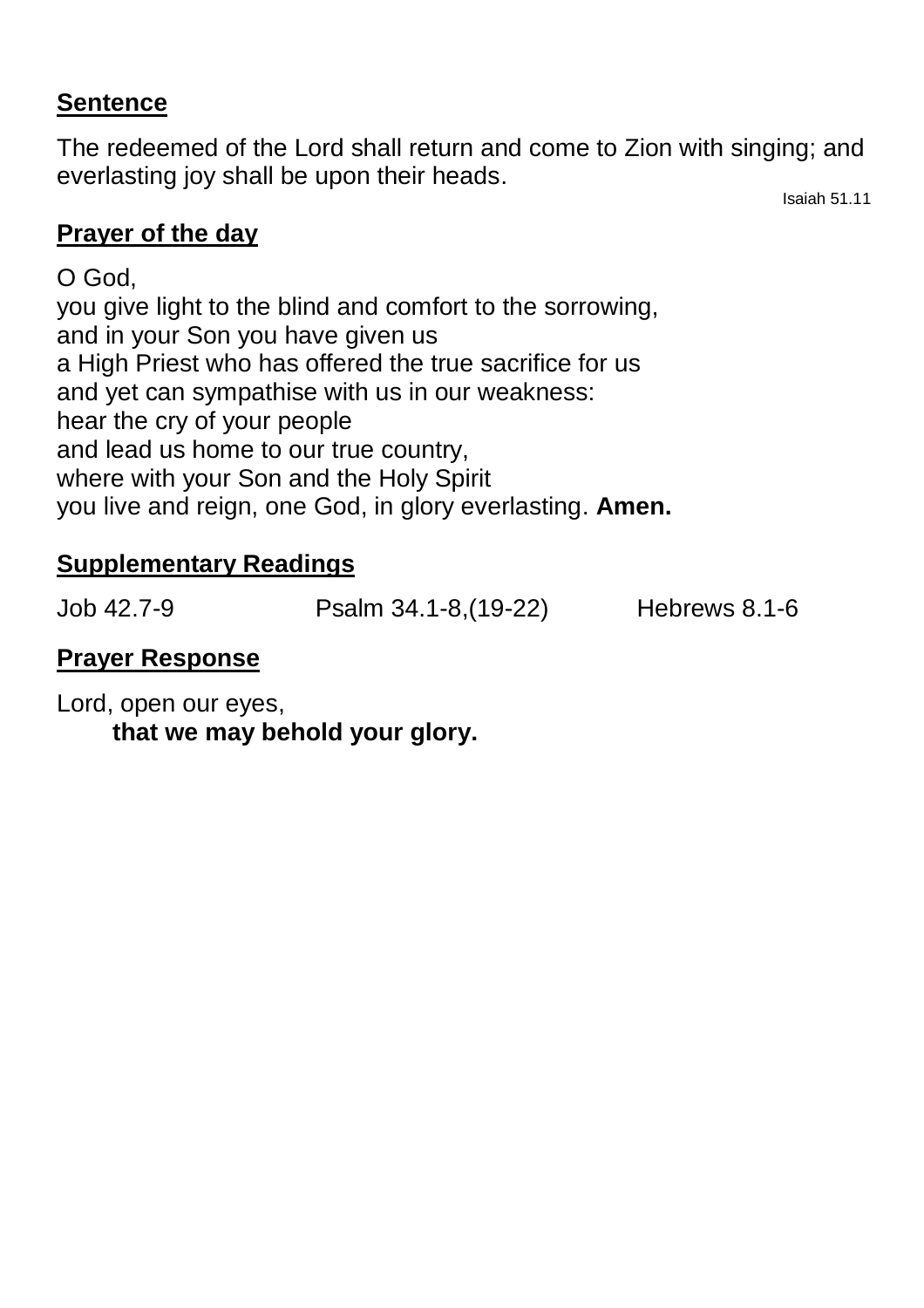## Sentence

The redeemed of the Lord shall return and come to Zion with singing; and everlasting joy shall be upon their heads.

Isaiah 51.11

## Prayer of the day

O God,
you give light to the blind and comfort to the sorrowing,
and in your Son you have given us
a High Priest who has offered the true sacrifice for us
and yet can sympathise with us in our weakness:
hear the cry of your people
and lead us home to our true country,
where with your Son and the Holy Spirit
you live and reign, one God, in glory everlasting. **Amen.**

## Supplementary Readings

Job 42.7-9 | Psalm 34.1-8,(19-22) | Hebrews 8.1-6

## Prayer Response

Lord, open our eyes,
**that we may behold your glory.**